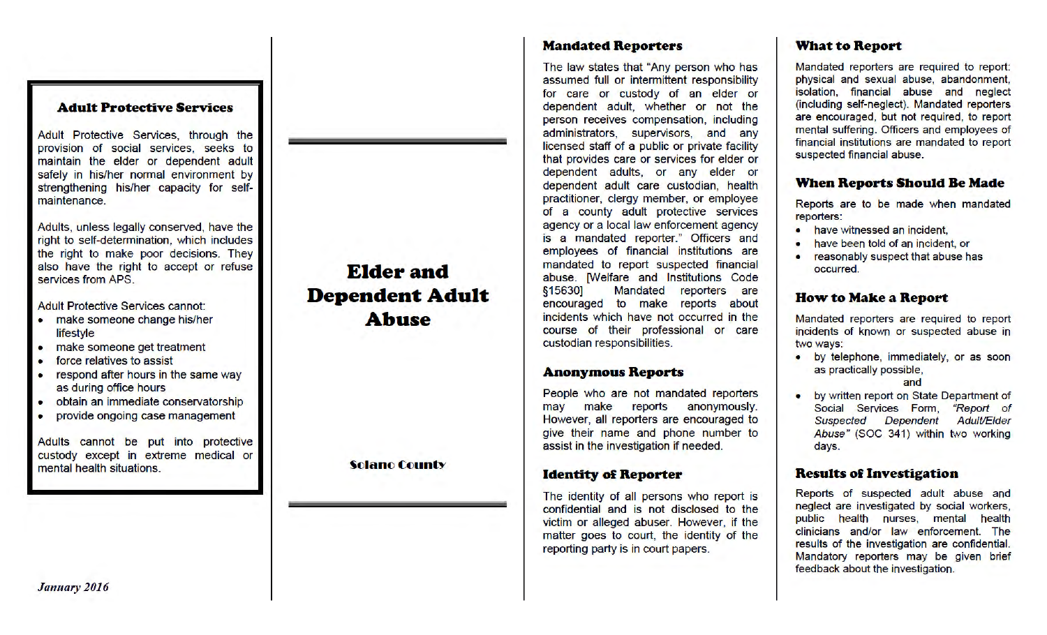## Adult Protective Services

Adult Protective Services, through the provision of social services, seeks to maintain the elder or dependent adult safely in his/her normal environment by strengthening his/her capacity for self-maintenance.

Adults, unless legally conserved, have the right to self-determination, which includes the right to make poor decisions. They also have the right to accept or refuse services from APS.

Adult Protective Services cannot:

- make someone change his/her lifestyle
- make someone get treatment
- force relatives to assist
- respond after hours in the same way as during office hours
- obtain an immediate conservatorship
- provide ongoing case management

Adults cannot be put into protective custody except in extreme medical or mental health situations.

*January 2016*

# Elder and Dependent Adult Abuse

**Solano County**

## Mandated Reporters

The law states that "Any person who has assumed full or intermittent responsibility for care or custody of an elder or dependent adult, whether or not the person receives compensation, including administrators, supervisors, and any licensed staff of a public or private facility that provides care or services for elder or dependent adults, or any elder or dependent adult care custodian, health practitioner, clergy member, or employee of a county adult protective services agency or a local law enforcement agency is a mandated reporter." Officers and employees of financial institutions are mandated to report suspected financial abuse. [Welfare and Institutions Code §15630] Mandated reporters are encouraged to make reports about incidents which have not occurred in the course of their professional or care custodian responsibilities.

## Anonymous Reports

People who are not mandated reporters may make reports anonymously. However, all reporters are encouraged to give their name and phone number to assist in the investigation if needed.

## Identity of Reporter

The identity of all persons who report is confidential and is not disclosed to the victim or alleged abuser. However, if the matter goes to court, the identity of the reporting party is in court papers.

## What to Report

Mandated reporters are required to report: physical and sexual abuse, abandonment, isolation, financial abuse and neglect (including self-neglect). Mandated reporters are encouraged, but not required, to report mental suffering. Officers and employees of financial institutions are mandated to report suspected financial abuse.

## When Reports Should Be Made

Reports are to be made when mandated reporters:

- have witnessed an incident,
- have been told of an incident, or
- reasonably suspect that abuse has occurred.

## How to Make a Report

Mandated reporters are required to report incidents of known or suspected abuse in two ways:

- by telephone, immediately, or as soon as practically possible,

  and

- by written report on State Department of Social Services Form, *"Report of Suspected Dependent Adult/Elder Abuse"* (SOC 341) within two working days.

## Results of Investigation

Reports of suspected adult abuse and neglect are investigated by social workers, public health nurses, mental health clinicians and/or law enforcement. The results of the investigation are confidential. Mandatory reporters may be given brief feedback about the investigation.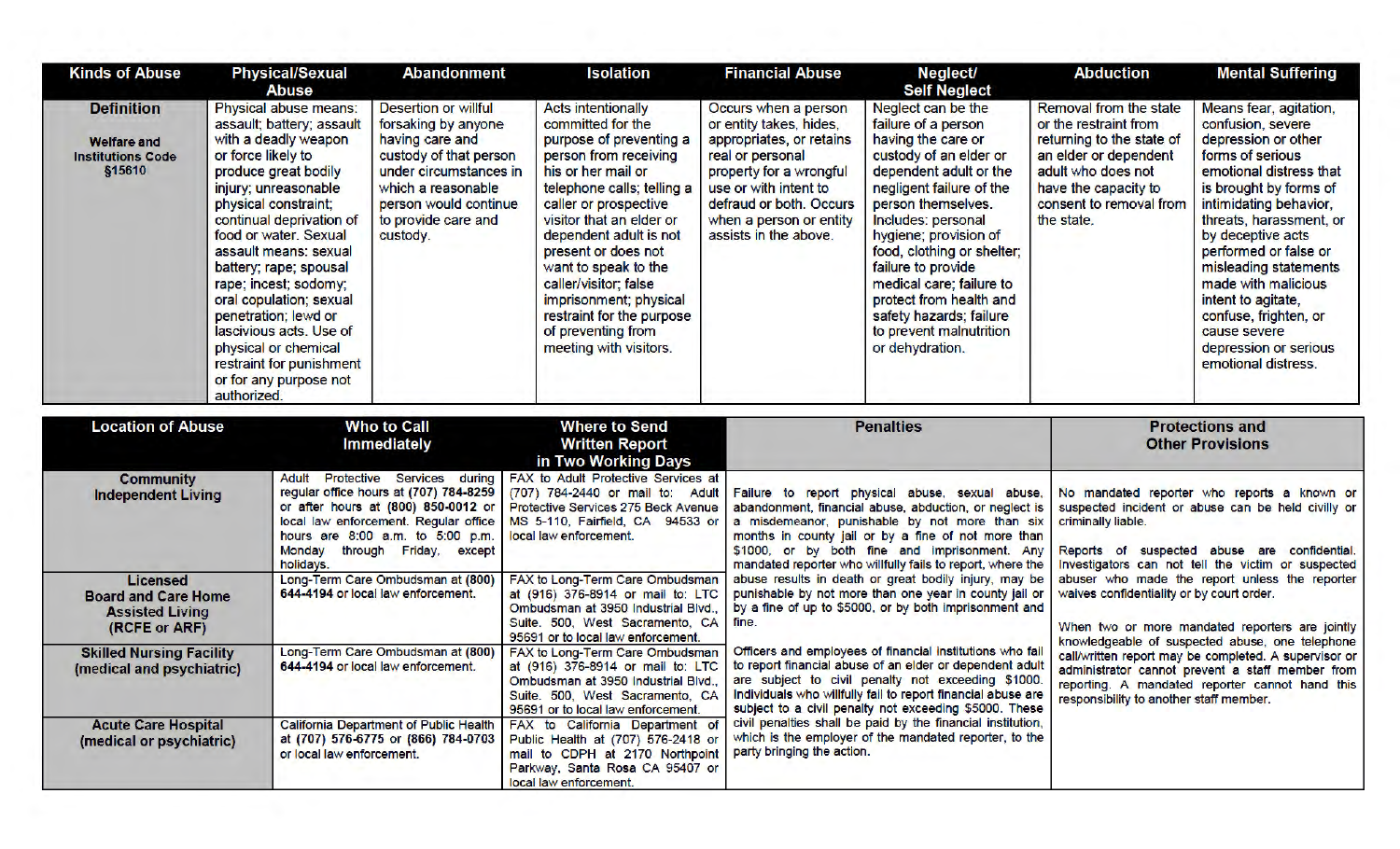| Kinds of Abuse | Physical/Sexual Abuse | Abandonment | Isolation | Financial Abuse | Neglect/ Self Neglect | Abduction | Mental Suffering |
|---|---|---|---|---|---|---|---|
| **Definition** **Welfare and Institutions Code §15610** | Physical abuse means: assault; battery; assault with a deadly weapon or force likely to produce great bodily injury; unreasonable physical constraint; continual deprivation of food or water. Sexual assault means: sexual battery; rape; spousal rape; incest; sodomy; oral copulation; sexual penetration; lewd or lascivious acts. Use of physical or chemical restraint for punishment or for any purpose not authorized. | Desertion or willful forsaking by anyone having care and custody of that person under circumstances in which a reasonable person would continue to provide care and custody. | Acts intentionally committed for the purpose of preventing a person from receiving his or her mail or telephone calls; telling a caller or prospective visitor that an elder or dependent adult is not present or does not want to speak to the caller/visitor; false imprisonment; physical restraint for the purpose of preventing from meeting with visitors. | Occurs when a person or entity takes, hides, appropriates, or retains real or personal property for a wrongful use or with intent to defraud or both. Occurs when a person or entity assists in the above. | Neglect can be the failure of a person having the care or custody of an elder or dependent adult or the negligent failure of the person themselves. Includes: personal hygiene; provision of food, clothing or shelter; failure to provide medical care; failure to protect from health and safety hazards; failure to prevent malnutrition or dehydration. | Removal from the state or the restraint from returning to the state of an elder or dependent adult who does not have the capacity to consent to removal from the state. | Means fear, agitation, confusion, severe depression or other forms of serious emotional distress that is brought by forms of intimidating behavior, threats, harassment, or by deceptive acts performed or false or misleading statements made with malicious intent to agitate, confuse, frighten, or cause severe depression or serious emotional distress. |

| Location of Abuse | Who to Call Immediately | Where to Send Written Report in Two Working Days | Penalties | Protections and Other Provisions |
|---|---|---|---|---|
| **Community Independent Living** | Adult Protective Services during regular office hours at (707) 784-8259 or after hours at (800) 850-0012 or local law enforcement. Regular office hours are 8:00 a.m. to 5:00 p.m. Monday through Friday, except holidays. | FAX to Adult Protective Services at (707) 784-2440 or mail to: Adult Protective Services 275 Beck Avenue MS 5-110, Fairfield, CA 94533 or local law enforcement. | Failure to report physical abuse, sexual abuse, abandonment, financial abuse, abduction, or neglect is a misdemeanor, punishable by not more than six months in county jail or by a fine of not more than $1000, or by both fine and imprisonment. Any mandated reporter who willfully fails to report, where the abuse results in death or great bodily injury, may be punishable by not more than one year in county jail or by a fine of up to $5000, or by both imprisonment and fine. Officers and employees of financial institutions who fail to report financial abuse of an elder or dependent adult are subject to civil penalty not exceeding $1000. Individuals who willfully fail to report financial abuse are subject to a civil penalty not exceeding $5000. These civil penalties shall be paid by the financial institution, which is the employer of the mandated reporter, to the party bringing the action. | No mandated reporter who reports a known or suspected incident or abuse can be held civilly or criminally liable. Reports of suspected abuse are confidential. Investigators can not tell the victim or suspected abuser who made the report unless the reporter waives confidentiality or by court order. When two or more mandated reporters are jointly knowledgeable of suspected abuse, one telephone call/written report may be completed. A supervisor or administrator cannot prevent a staff member from reporting. A mandated reporter cannot hand this responsibility to another staff member. |
| **Licensed Board and Care Home Assisted Living (RCFE or ARF)** | Long-Term Care Ombudsman at (800) 644-4194 or local law enforcement. | FAX to Long-Term Care Ombudsman at (916) 376-8914 or mail to: LTC Ombudsman at 3950 Industrial Blvd., Suite. 500, West Sacramento, CA 95691 or to local law enforcement. | | |
| **Skilled Nursing Facility (medical and psychiatric)** | Long-Term Care Ombudsman at (800) 644-4194 or local law enforcement. | FAX to Long-Term Care Ombudsman at (916) 376-8914 or mail to: LTC Ombudsman at 3950 Industrial Blvd., Suite. 500, West Sacramento, CA 95691 or to local law enforcement. | | |
| **Acute Care Hospital (medical or psychiatric)** | California Department of Public Health at (707) 576-6775 or (866) 784-0703 or local law enforcement. | FAX to California Department of Public Health at (707) 576-2418 or mail to CDPH at 2170 Northpoint Parkway, Santa Rosa CA 95407 or local law enforcement. | | |